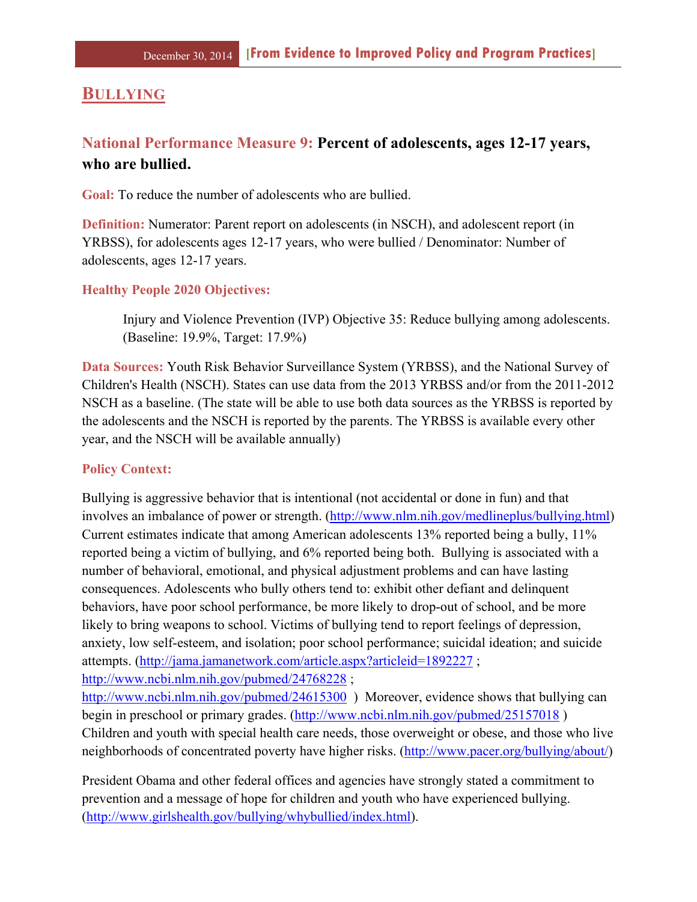# BULLYING

## National Performance Measure 9: Percent of adolescents, ages 12-17 years, who are bullied.

**Goal:** To reduce the number of adolescents who are bullied.

**Definition:** Numerator: Parent report on adolescents (in NSCH), and adolescent report (in YRBSS), for adolescents ages 12-17 years, who were bullied / Denominator: Number of adolescents, ages 12-17 years.

**Healthy People 2020 Objectives:**

> Injury and Violence Prevention (IVP) Objective 35: Reduce bullying among adolescents. (Baseline: 19.9%, Target: 17.9%)

**Data Sources:** Youth Risk Behavior Surveillance System (YRBSS), and the National Survey of Children's Health (NSCH). States can use data from the 2013 YRBSS and/or from the 2011-2012 NSCH as a baseline. (The state will be able to use both data sources as the YRBSS is reported by the adolescents and the NSCH is reported by the parents. The YRBSS is available every other year, and the NSCH will be available annually)

**Policy Context:**

Bullying is aggressive behavior that is intentional (not accidental or done in fun) and that involves an imbalance of power or strength. (http://www.nlm.nih.gov/medlineplus/bullying.html) Current estimates indicate that among American adolescents 13% reported being a bully, 11% reported being a victim of bullying, and 6% reported being both. Bullying is associated with a number of behavioral, emotional, and physical adjustment problems and can have lasting consequences. Adolescents who bully others tend to: exhibit other defiant and delinquent behaviors, have poor school performance, be more likely to drop-out of school, and be more likely to bring weapons to school. Victims of bullying tend to report feelings of depression, anxiety, low self-esteem, and isolation; poor school performance; suicidal ideation; and suicide attempts. (http://jama.jamanetwork.com/article.aspx?articleid=1892227 ; http://www.ncbi.nlm.nih.gov/pubmed/24768228 ; http://www.ncbi.nlm.nih.gov/pubmed/24615300 ) Moreover, evidence shows that bullying can begin in preschool or primary grades. (http://www.ncbi.nlm.nih.gov/pubmed/25157018 ) Children and youth with special health care needs, those overweight or obese, and those who live neighborhoods of concentrated poverty have higher risks. (http://www.pacer.org/bullying/about/)

President Obama and other federal offices and agencies have strongly stated a commitment to prevention and a message of hope for children and youth who have experienced bullying. (http://www.girlshealth.gov/bullying/whybullied/index.html).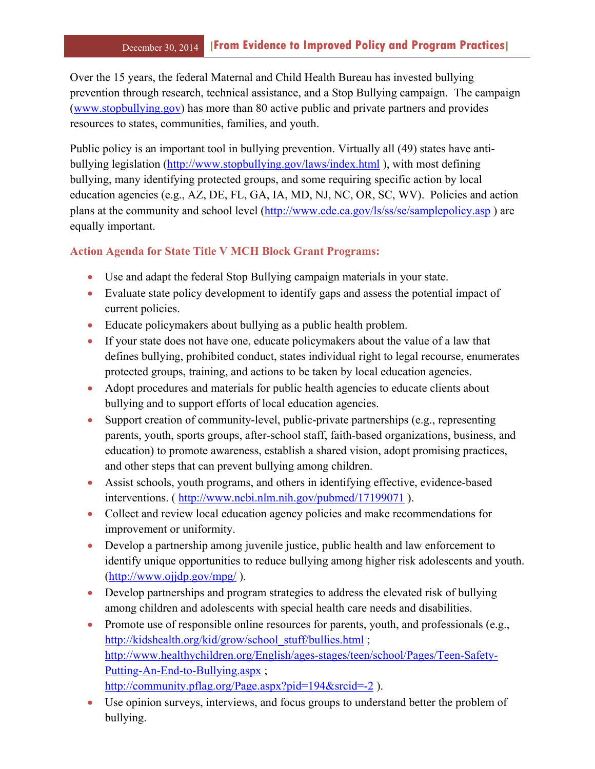Over the 15 years, the federal Maternal and Child Health Bureau has invested bullying prevention through research, technical assistance, and a Stop Bullying campaign. The campaign (www.stopbullying.gov) has more than 80 active public and private partners and provides resources to states, communities, families, and youth.

Public policy is an important tool in bullying prevention. Virtually all (49) states have anti-bullying legislation (http://www.stopbullying.gov/laws/index.html ), with most defining bullying, many identifying protected groups, and some requiring specific action by local education agencies (e.g., AZ, DE, FL, GA, IA, MD, NJ, NC, OR, SC, WV). Policies and action plans at the community and school level (http://www.cde.ca.gov/ls/ss/se/samplepolicy.asp ) are equally important.

### Action Agenda for State Title V MCH Block Grant Programs:

- Use and adapt the federal Stop Bullying campaign materials in your state.
- Evaluate state policy development to identify gaps and assess the potential impact of current policies.
- Educate policymakers about bullying as a public health problem.
- If your state does not have one, educate policymakers about the value of a law that defines bullying, prohibited conduct, states individual right to legal recourse, enumerates protected groups, training, and actions to be taken by local education agencies.
- Adopt procedures and materials for public health agencies to educate clients about bullying and to support efforts of local education agencies.
- Support creation of community-level, public-private partnerships (e.g., representing parents, youth, sports groups, after-school staff, faith-based organizations, business, and education) to promote awareness, establish a shared vision, adopt promising practices, and other steps that can prevent bullying among children.
- Assist schools, youth programs, and others in identifying effective, evidence-based interventions. ( http://www.ncbi.nlm.nih.gov/pubmed/17199071 ).
- Collect and review local education agency policies and make recommendations for improvement or uniformity.
- Develop a partnership among juvenile justice, public health and law enforcement to identify unique opportunities to reduce bullying among higher risk adolescents and youth. (http://www.ojjdp.gov/mpg/ ).
- Develop partnerships and program strategies to address the elevated risk of bullying among children and adolescents with special health care needs and disabilities.
- Promote use of responsible online resources for parents, youth, and professionals (e.g., http://kidshealth.org/kid/grow/school_stuff/bullies.html ; http://www.healthychildren.org/English/ages-stages/teen/school/Pages/Teen-Safety-Putting-An-End-to-Bullying.aspx ; http://community.pflag.org/Page.aspx?pid=194&srcid=-2 ).
- Use opinion surveys, interviews, and focus groups to understand better the problem of bullying.